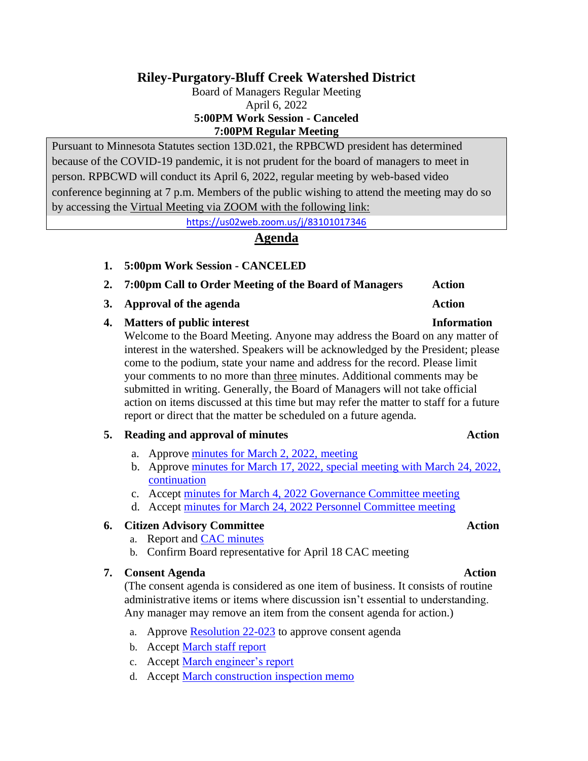# Riley-Purgatory-Bluff Creek Watershed District

Board of Managers Regular Meeting
April 6, 2022
**5:00PM Work Session - Canceled**
**7:00PM Regular Meeting**

Pursuant to Minnesota Statutes section 13D.021, the RPBCWD president has determined because of the COVID-19 pandemic, it is not prudent for the board of managers to meet in person. RPBCWD will conduct its April 6, 2022, regular meeting by web-based video conference beginning at 7 p.m. Members of the public wishing to attend the meeting may do so by accessing the Virtual Meeting via ZOOM with the following link:

https://us02web.zoom.us/j/83101017346

## Agenda

1. **5:00pm Work Session - CANCELED**
2. **7:00pm Call to Order Meeting of the Board of Managers** — **Action**
3. **Approval of the agenda** — **Action**
4. **Matters of public interest** — **Information**

   Welcome to the Board Meeting. Anyone may address the Board on any matter of interest in the watershed. Speakers will be acknowledged by the President; please come to the podium, state your name and address for the record. Please limit your comments to no more than three minutes. Additional comments may be submitted in writing. Generally, the Board of Managers will not take official action on items discussed at this time but may refer the matter to staff for a future report or direct that the matter be scheduled on a future agenda.

5. **Reading and approval of minutes** — **Action**
   a. Approve minutes for March 2, 2022, meeting
   b. Approve minutes for March 17, 2022, special meeting with March 24, 2022, continuation
   c. Accept minutes for March 4, 2022 Governance Committee meeting
   d. Accept minutes for March 24, 2022 Personnel Committee meeting

6. **Citizen Advisory Committee** — **Action**
   a. Report and CAC minutes
   b. Confirm Board representative for April 18 CAC meeting

7. **Consent Agenda** — **Action**

   (The consent agenda is considered as one item of business. It consists of routine administrative items or items where discussion isn't essential to understanding. Any manager may remove an item from the consent agenda for action.)

   a. Approve Resolution 22-023 to approve consent agenda
   b. Accept March staff report
   c. Accept March engineer's report
   d. Accept March construction inspection memo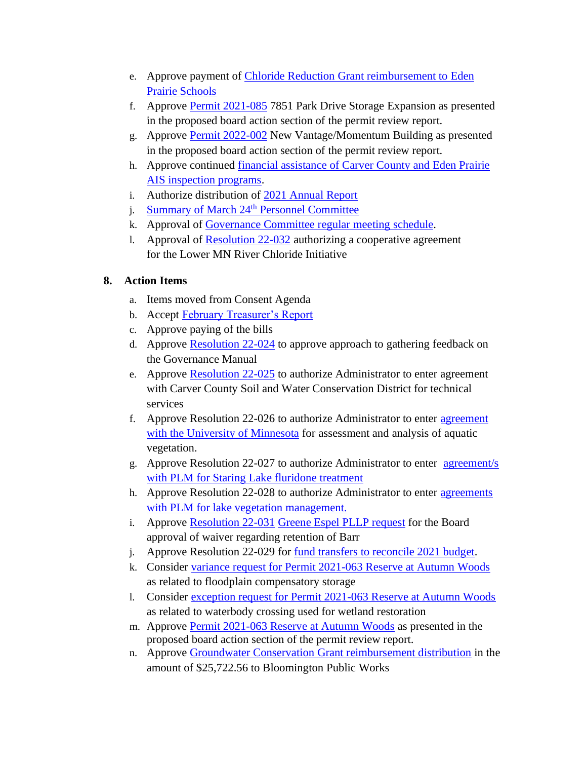e. Approve payment of Chloride Reduction Grant reimbursement to Eden Prairie Schools
f. Approve Permit 2021-085 7851 Park Drive Storage Expansion as presented in the proposed board action section of the permit review report.
g. Approve Permit 2022-002 New Vantage/Momentum Building as presented in the proposed board action section of the permit review report.
h. Approve continued financial assistance of Carver County and Eden Prairie AIS inspection programs.
i. Authorize distribution of 2021 Annual Report
j. Summary of March 24th Personnel Committee
k. Approval of Governance Committee regular meeting schedule.
l. Approval of Resolution 22-032 authorizing a cooperative agreement for the Lower MN River Chloride Initiative

## 8. Action Items

a. Items moved from Consent Agenda
b. Accept February Treasurer's Report
c. Approve paying of the bills
d. Approve Resolution 22-024 to approve approach to gathering feedback on the Governance Manual
e. Approve Resolution 22-025 to authorize Administrator to enter agreement with Carver County Soil and Water Conservation District for technical services
f. Approve Resolution 22-026 to authorize Administrator to enter agreement with the University of Minnesota for assessment and analysis of aquatic vegetation.
g. Approve Resolution 22-027 to authorize Administrator to enter agreement/s with PLM for Staring Lake fluridone treatment
h. Approve Resolution 22-028 to authorize Administrator to enter agreements with PLM for lake vegetation management.
i. Approve Resolution 22-031 Greene Espel PLLP request for the Board approval of waiver regarding retention of Barr
j. Approve Resolution 22-029 for fund transfers to reconcile 2021 budget.
k. Consider variance request for Permit 2021-063 Reserve at Autumn Woods as related to floodplain compensatory storage
l. Consider exception request for Permit 2021-063 Reserve at Autumn Woods as related to waterbody crossing used for wetland restoration
m. Approve Permit 2021-063 Reserve at Autumn Woods as presented in the proposed board action section of the permit review report.
n. Approve Groundwater Conservation Grant reimbursement distribution in the amount of $25,722.56 to Bloomington Public Works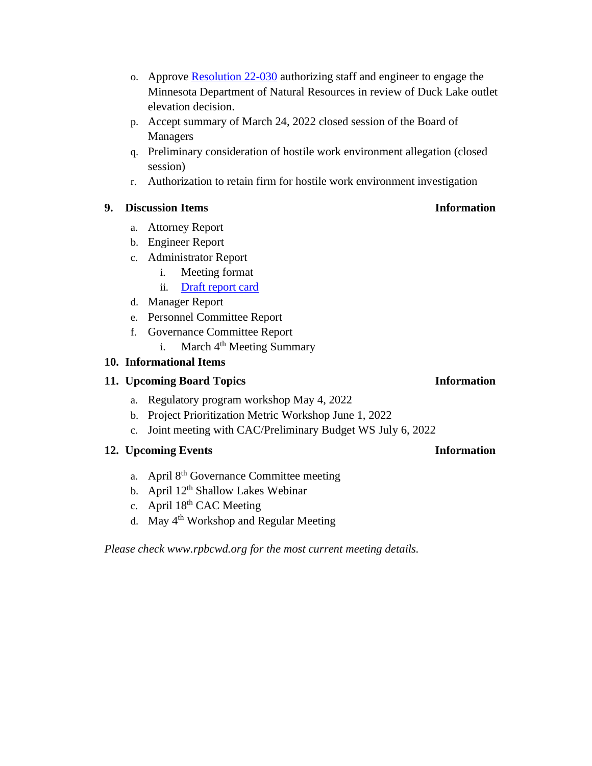o. Approve [Resolution 22-030] authorizing staff and engineer to engage the Minnesota Department of Natural Resources in review of Duck Lake outlet elevation decision.
p. Accept summary of March 24, 2022 closed session of the Board of Managers
q. Preliminary consideration of hostile work environment allegation (closed session)
r. Authorization to retain firm for hostile work environment investigation

**9. Discussion Items** **Information**

a. Attorney Report
b. Engineer Report
c. Administrator Report
    i. Meeting format
    ii. [Draft report card]
d. Manager Report
e. Personnel Committee Report
f. Governance Committee Report
    i. March 4th Meeting Summary

**10. Informational Items**

**11. Upcoming Board Topics** **Information**

a. Regulatory program workshop May 4, 2022
b. Project Prioritization Metric Workshop June 1, 2022
c. Joint meeting with CAC/Preliminary Budget WS July 6, 2022

**12. Upcoming Events** **Information**

a. April 8th Governance Committee meeting
b. April 12th Shallow Lakes Webinar
c. April 18th CAC Meeting
d. May 4th Workshop and Regular Meeting

*Please check www.rpbcwd.org for the most current meeting details.*